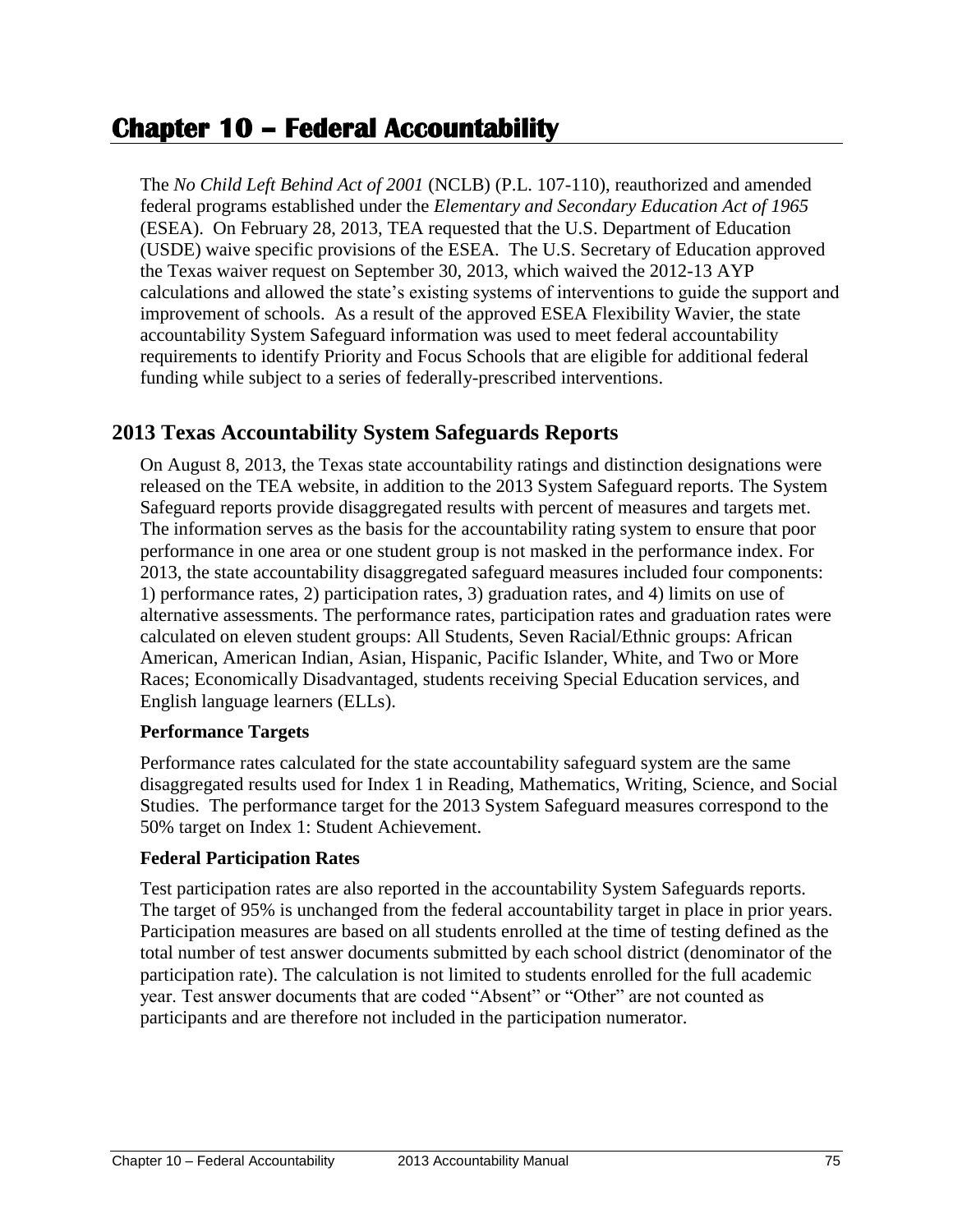# Chapter 10 – Federal Accountability

The *No Child Left Behind Act of 2001* (NCLB) (P.L. 107-110), reauthorized and amended federal programs established under the *Elementary and Secondary Education Act of 1965* (ESEA). On February 28, 2013, TEA requested that the U.S. Department of Education (USDE) waive specific provisions of the ESEA. The U.S. Secretary of Education approved the Texas waiver request on September 30, 2013, which waived the 2012-13 AYP calculations and allowed the state's existing systems of interventions to guide the support and improvement of schools. As a result of the approved ESEA Flexibility Wavier, the state accountability System Safeguard information was used to meet federal accountability requirements to identify Priority and Focus Schools that are eligible for additional federal funding while subject to a series of federally-prescribed interventions.

## 2013 Texas Accountability System Safeguards Reports

On August 8, 2013, the Texas state accountability ratings and distinction designations were released on the TEA website, in addition to the 2013 System Safeguard reports. The System Safeguard reports provide disaggregated results with percent of measures and targets met. The information serves as the basis for the accountability rating system to ensure that poor performance in one area or one student group is not masked in the performance index. For 2013, the state accountability disaggregated safeguard measures included four components: 1) performance rates, 2) participation rates, 3) graduation rates, and 4) limits on use of alternative assessments. The performance rates, participation rates and graduation rates were calculated on eleven student groups: All Students, Seven Racial/Ethnic groups: African American, American Indian, Asian, Hispanic, Pacific Islander, White, and Two or More Races; Economically Disadvantaged, students receiving Special Education services, and English language learners (ELLs).

### Performance Targets

Performance rates calculated for the state accountability safeguard system are the same disaggregated results used for Index 1 in Reading, Mathematics, Writing, Science, and Social Studies. The performance target for the 2013 System Safeguard measures correspond to the 50% target on Index 1: Student Achievement.

### Federal Participation Rates

Test participation rates are also reported in the accountability System Safeguards reports. The target of 95% is unchanged from the federal accountability target in place in prior years. Participation measures are based on all students enrolled at the time of testing defined as the total number of test answer documents submitted by each school district (denominator of the participation rate). The calculation is not limited to students enrolled for the full academic year. Test answer documents that are coded "Absent" or "Other" are not counted as participants and are therefore not included in the participation numerator.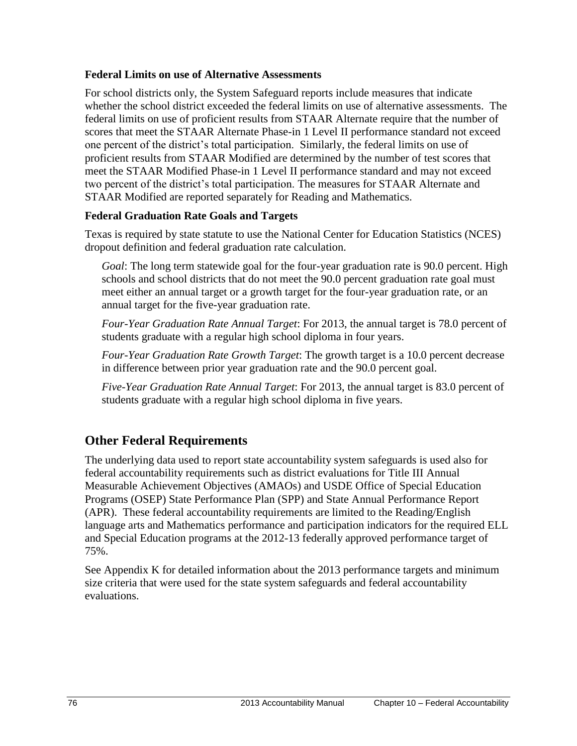### Federal Limits on use of Alternative Assessments

For school districts only, the System Safeguard reports include measures that indicate whether the school district exceeded the federal limits on use of alternative assessments. The federal limits on use of proficient results from STAAR Alternate require that the number of scores that meet the STAAR Alternate Phase-in 1 Level II performance standard not exceed one percent of the district's total participation. Similarly, the federal limits on use of proficient results from STAAR Modified are determined by the number of test scores that meet the STAAR Modified Phase-in 1 Level II performance standard and may not exceed two percent of the district's total participation. The measures for STAAR Alternate and STAAR Modified are reported separately for Reading and Mathematics.

### Federal Graduation Rate Goals and Targets

Texas is required by state statute to use the National Center for Education Statistics (NCES) dropout definition and federal graduation rate calculation.

*Goal*: The long term statewide goal for the four-year graduation rate is 90.0 percent. High schools and school districts that do not meet the 90.0 percent graduation rate goal must meet either an annual target or a growth target for the four-year graduation rate, or an annual target for the five-year graduation rate.

*Four-Year Graduation Rate Annual Target*: For 2013, the annual target is 78.0 percent of students graduate with a regular high school diploma in four years.

*Four-Year Graduation Rate Growth Target*: The growth target is a 10.0 percent decrease in difference between prior year graduation rate and the 90.0 percent goal.

*Five-Year Graduation Rate Annual Target*: For 2013, the annual target is 83.0 percent of students graduate with a regular high school diploma in five years.

## Other Federal Requirements

The underlying data used to report state accountability system safeguards is used also for federal accountability requirements such as district evaluations for Title III Annual Measurable Achievement Objectives (AMAOs) and USDE Office of Special Education Programs (OSEP) State Performance Plan (SPP) and State Annual Performance Report (APR). These federal accountability requirements are limited to the Reading/English language arts and Mathematics performance and participation indicators for the required ELL and Special Education programs at the 2012-13 federally approved performance target of 75%.

See Appendix K for detailed information about the 2013 performance targets and minimum size criteria that were used for the state system safeguards and federal accountability evaluations.